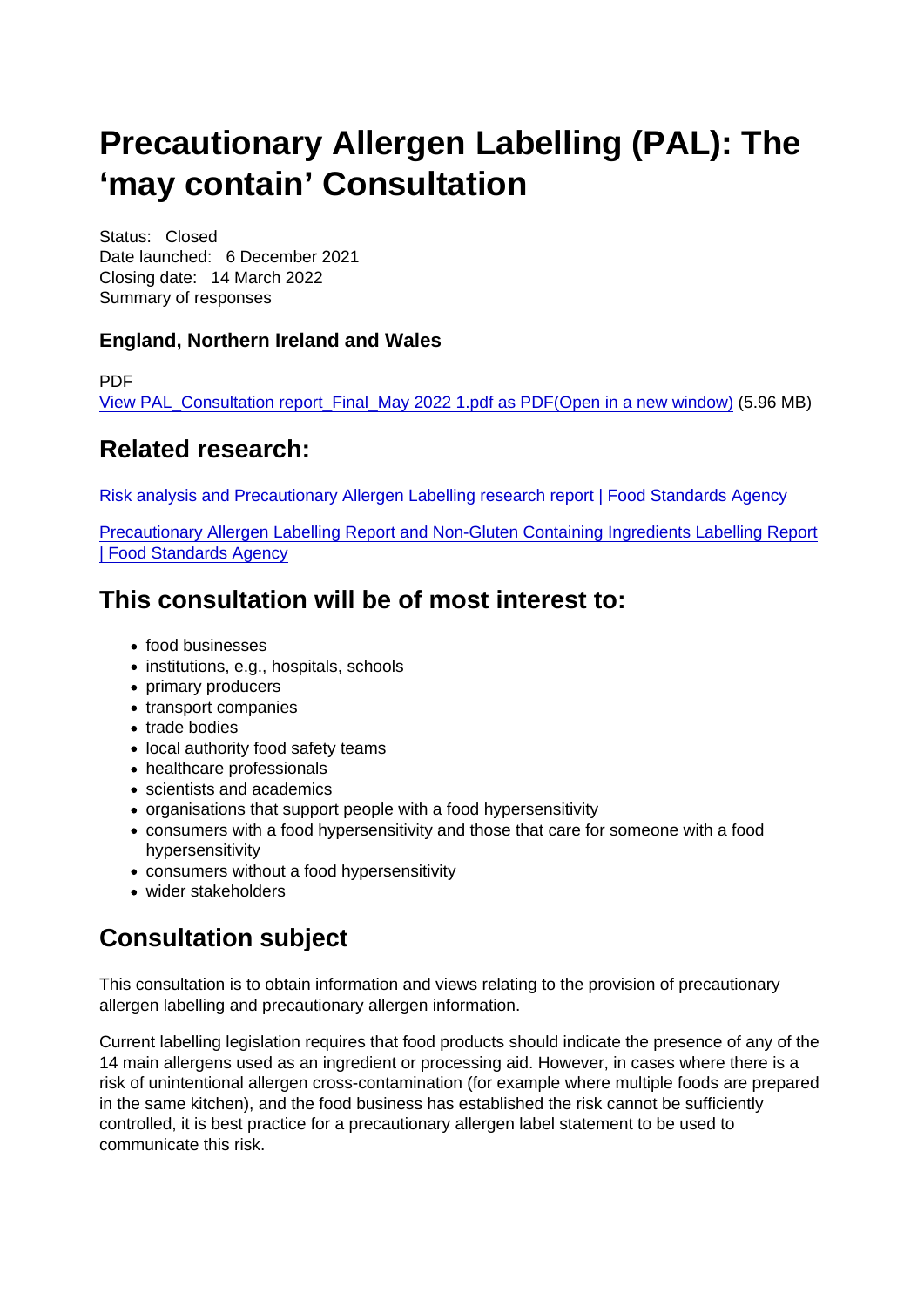# Precautionary Allergen Labelling (PAL): The 'may contain' Consultation

Status: Closed
Date launched: 6 December 2021
Closing date: 14 March 2022
Summary of responses

### England, Northern Ireland and Wales

PDF
View PAL_Consultation report_Final_May 2022 1.pdf as PDF(Open in a new window) (5.96 MB)

## Related research:

Risk analysis and Precautionary Allergen Labelling research report | Food Standards Agency

Precautionary Allergen Labelling Report and Non-Gluten Containing Ingredients Labelling Report | Food Standards Agency

## This consultation will be of most interest to:

- food businesses
- institutions, e.g., hospitals, schools
- primary producers
- transport companies
- trade bodies
- local authority food safety teams
- healthcare professionals
- scientists and academics
- organisations that support people with a food hypersensitivity
- consumers with a food hypersensitivity and those that care for someone with a food hypersensitivity
- consumers without a food hypersensitivity
- wider stakeholders

## Consultation subject

This consultation is to obtain information and views relating to the provision of precautionary allergen labelling and precautionary allergen information.

Current labelling legislation requires that food products should indicate the presence of any of the 14 main allergens used as an ingredient or processing aid. However, in cases where there is a risk of unintentional allergen cross-contamination (for example where multiple foods are prepared in the same kitchen), and the food business has established the risk cannot be sufficiently controlled, it is best practice for a precautionary allergen label statement to be used to communicate this risk.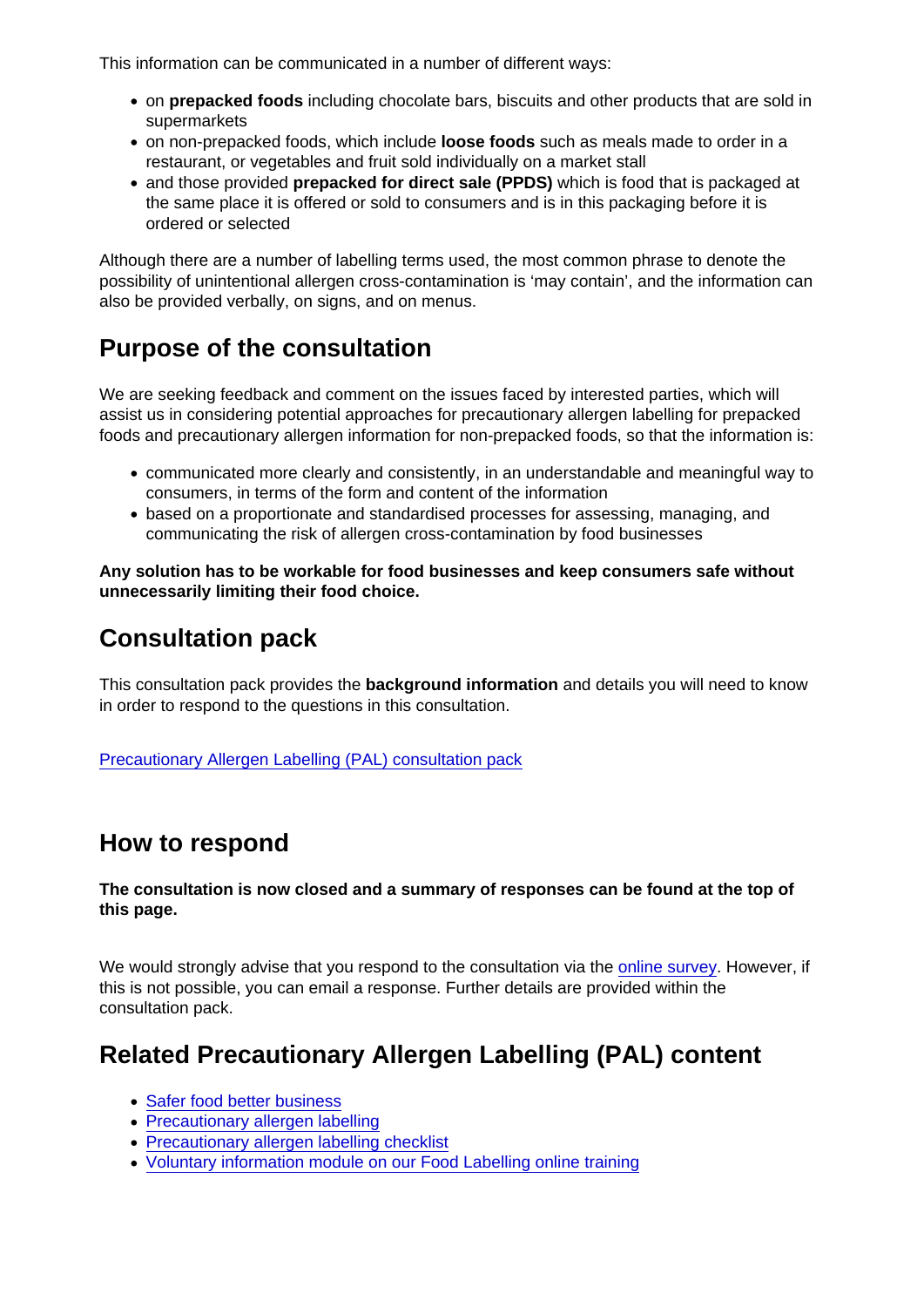This information can be communicated in a number of different ways:

- on **prepacked foods** including chocolate bars, biscuits and other products that are sold in supermarkets
- on non-prepacked foods, which include **loose foods** such as meals made to order in a restaurant, or vegetables and fruit sold individually on a market stall
- and those provided **prepacked for direct sale (PPDS)** which is food that is packaged at the same place it is offered or sold to consumers and is in this packaging before it is ordered or selected

Although there are a number of labelling terms used, the most common phrase to denote the possibility of unintentional allergen cross-contamination is 'may contain', and the information can also be provided verbally, on signs, and on menus.

## Purpose of the consultation

We are seeking feedback and comment on the issues faced by interested parties, which will assist us in considering potential approaches for precautionary allergen labelling for prepacked foods and precautionary allergen information for non-prepacked foods, so that the information is:

- communicated more clearly and consistently, in an understandable and meaningful way to consumers, in terms of the form and content of the information
- based on a proportionate and standardised processes for assessing, managing, and communicating the risk of allergen cross-contamination by food businesses

**Any solution has to be workable for food businesses and keep consumers safe without unnecessarily limiting their food choice.**

## Consultation pack

This consultation pack provides the **background information** and details you will need to know in order to respond to the questions in this consultation.

[Precautionary Allergen Labelling (PAL) consultation pack]

## How to respond

**The consultation is now closed and a summary of responses can be found at the top of this page.**

We would strongly advise that you respond to the consultation via the [online survey]. However, if this is not possible, you can email a response. Further details are provided within the consultation pack.

## Related Precautionary Allergen Labelling (PAL) content

- [Safer food better business]
- [Precautionary allergen labelling]
- [Precautionary allergen labelling checklist]
- [Voluntary information module on our Food Labelling online training]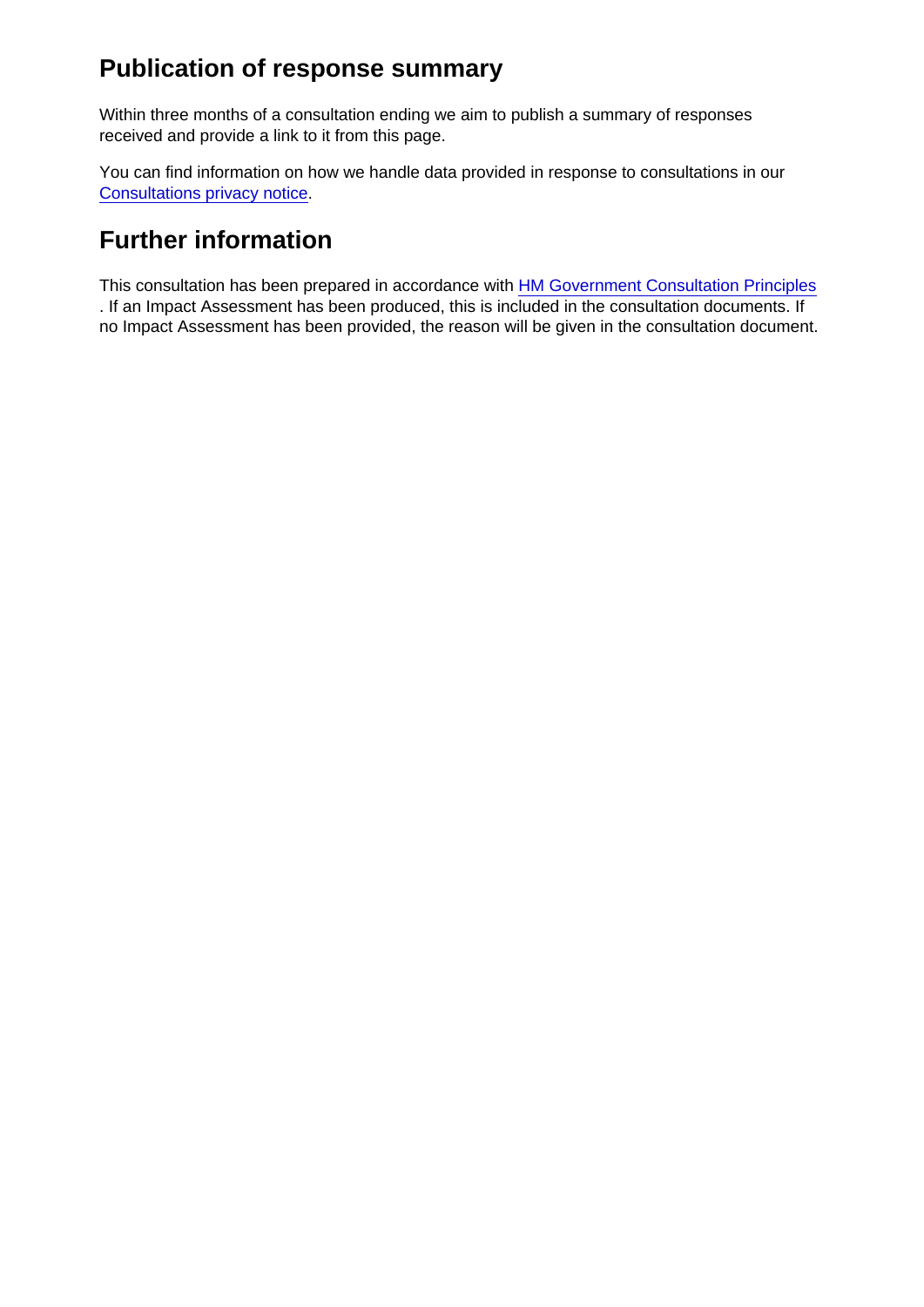## Publication of response summary

Within three months of a consultation ending we aim to publish a summary of responses received and provide a link to it from this page.

You can find information on how we handle data provided in response to consultations in our Consultations privacy notice.

## Further information

This consultation has been prepared in accordance with HM Government Consultation Principles . If an Impact Assessment has been produced, this is included in the consultation documents. If no Impact Assessment has been provided, the reason will be given in the consultation document.